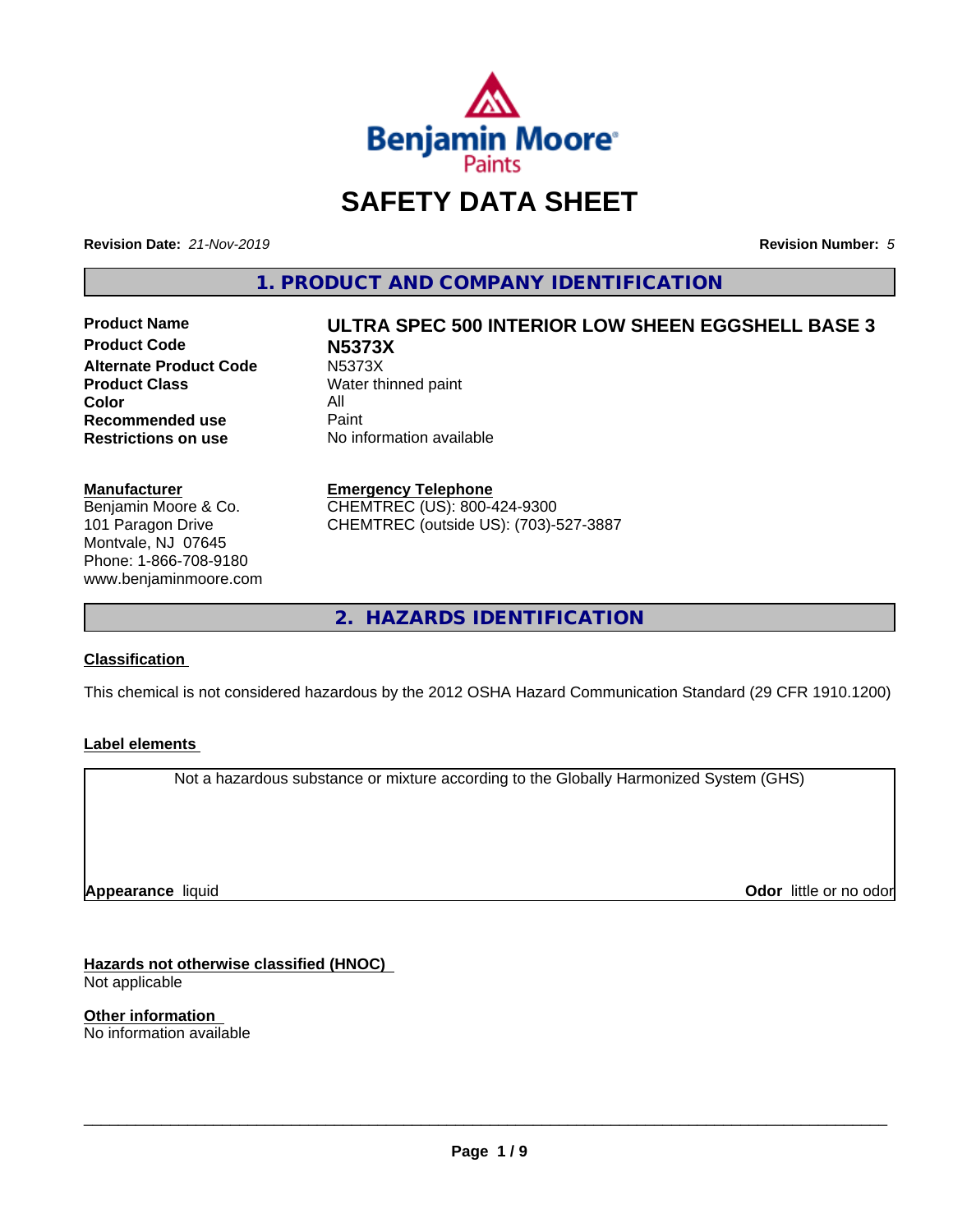# SAFETY DATA SHEET

**Revision Date:** *21-Nov-2019* **Revision Number:** *5*

## 1. PRODUCT AND COMPANY IDENTIFICATION

| | |
|---|---|
| **Product Name** | **ULTRA SPEC 500 INTERIOR LOW SHEEN EGGSHELL BASE 3** |
| **Product Code** | **N5373X** |
| **Alternate Product Code** | N5373X |
| **Product Class** | Water thinned paint |
| **Color** | All |
| **Recommended use** | Paint |
| **Restrictions on use** | No information available |

**Manufacturer**
Benjamin Moore & Co.
101 Paragon Drive
Montvale, NJ 07645
Phone: 1-866-708-9180
www.benjaminmoore.com

**Emergency Telephone**
CHEMTREC (US): 800-424-9300
CHEMTREC (outside US): (703)-527-3887

## 2. HAZARDS IDENTIFICATION

**Classification**

This chemical is not considered hazardous by the 2012 OSHA Hazard Communication Standard (29 CFR 1910.1200)

**Label elements**

Not a hazardous substance or mixture according to the Globally Harmonized System (GHS)

**Appearance** liquid **Odor** little or no odor

**Hazards not otherwise classified (HNOC)**
Not applicable

**Other information**
No information available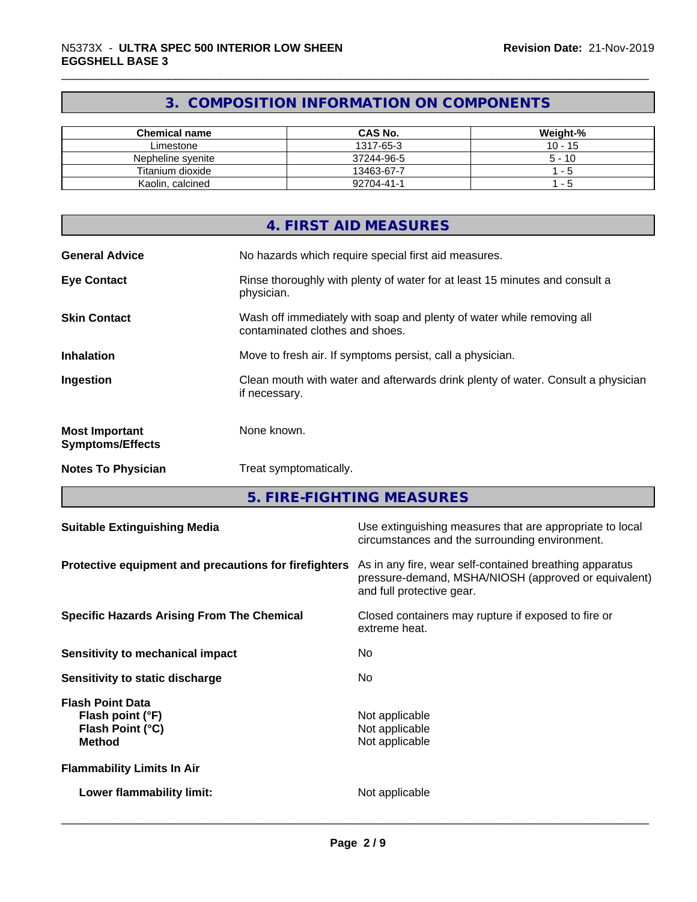## 3. COMPOSITION INFORMATION ON COMPONENTS

| Chemical name | CAS No. | Weight-% |
|---|---|---|
| Limestone | 1317-65-3 | 10 - 15 |
| Nepheline syenite | 37244-96-5 | 5 - 10 |
| Titanium dioxide | 13463-67-7 | 1 - 5 |
| Kaolin, calcined | 92704-41-1 | 1 - 5 |

## 4. FIRST AID MEASURES

**General Advice** No hazards which require special first aid measures.

**Eye Contact** Rinse thoroughly with plenty of water for at least 15 minutes and consult a physician.

**Skin Contact** Wash off immediately with soap and plenty of water while removing all contaminated clothes and shoes.

**Inhalation** Move to fresh air. If symptoms persist, call a physician.

**Ingestion** Clean mouth with water and afterwards drink plenty of water. Consult a physician if necessary.

**Most Important Symptoms/Effects** None known.

**Notes To Physician** Treat symptomatically.

## 5. FIRE-FIGHTING MEASURES

**Suitable Extinguishing Media** Use extinguishing measures that are appropriate to local circumstances and the surrounding environment.

**Protective equipment and precautions for firefighters** As in any fire, wear self-contained breathing apparatus pressure-demand, MSHA/NIOSH (approved or equivalent) and full protective gear.

**Specific Hazards Arising From The Chemical** Closed containers may rupture if exposed to fire or extreme heat.

**Sensitivity to mechanical impact** No

**Sensitivity to static discharge** No

**Flash Point Data**
**Flash point (°F)** Not applicable
**Flash Point (°C)** Not applicable
**Method** Not applicable

**Flammability Limits In Air**

**Lower flammability limit:** Not applicable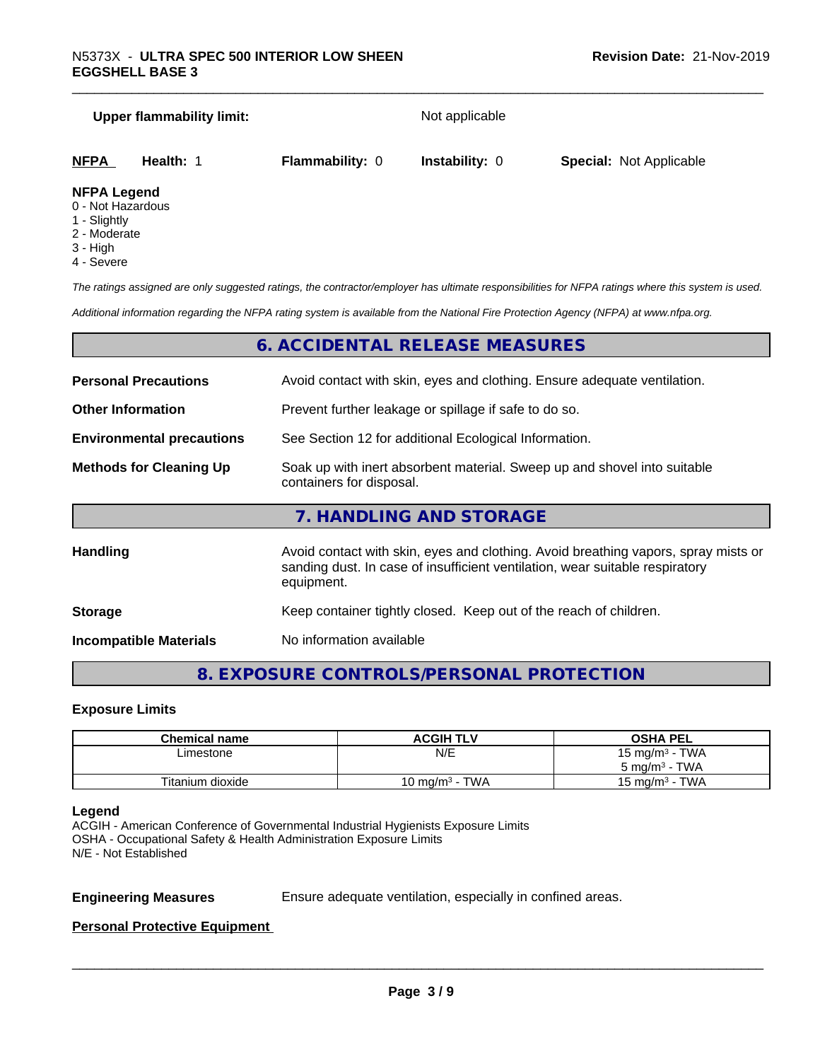**Upper flammability limit:** Not applicable

| **NFPA** | **Health:** 1 | **Flammability:** 0 | **Instability:** 0 | **Special:** Not Applicable |
|---|---|---|---|---|

**NFPA Legend**
0 - Not Hazardous
1 - Slightly
2 - Moderate
3 - High
4 - Severe

*The ratings assigned are only suggested ratings, the contractor/employer has ultimate responsibilities for NFPA ratings where this system is used.*

*Additional information regarding the NFPA rating system is available from the National Fire Protection Agency (NFPA) at www.nfpa.org.*

## 6. ACCIDENTAL RELEASE MEASURES

**Personal Precautions** Avoid contact with skin, eyes and clothing. Ensure adequate ventilation.

**Other Information** Prevent further leakage or spillage if safe to do so.

**Environmental precautions** See Section 12 for additional Ecological Information.

**Methods for Cleaning Up** Soak up with inert absorbent material. Sweep up and shovel into suitable containers for disposal.

## 7. HANDLING AND STORAGE

**Handling** Avoid contact with skin, eyes and clothing. Avoid breathing vapors, spray mists or sanding dust. In case of insufficient ventilation, wear suitable respiratory equipment.

**Storage** Keep container tightly closed. Keep out of the reach of children.

**Incompatible Materials** No information available

## 8. EXPOSURE CONTROLS/PERSONAL PROTECTION

### Exposure Limits

| Chemical name | ACGIH TLV | OSHA PEL |
|---|---|---|
| Limestone | N/E | 15 mg/m³ - TWA<br>5 mg/m³ - TWA |
| Titanium dioxide | 10 mg/m³ - TWA | 15 mg/m³ - TWA |

**Legend**
ACGIH - American Conference of Governmental Industrial Hygienists Exposure Limits
OSHA - Occupational Safety & Health Administration Exposure Limits
N/E - Not Established

**Engineering Measures** Ensure adequate ventilation, especially in confined areas.

**Personal Protective Equipment**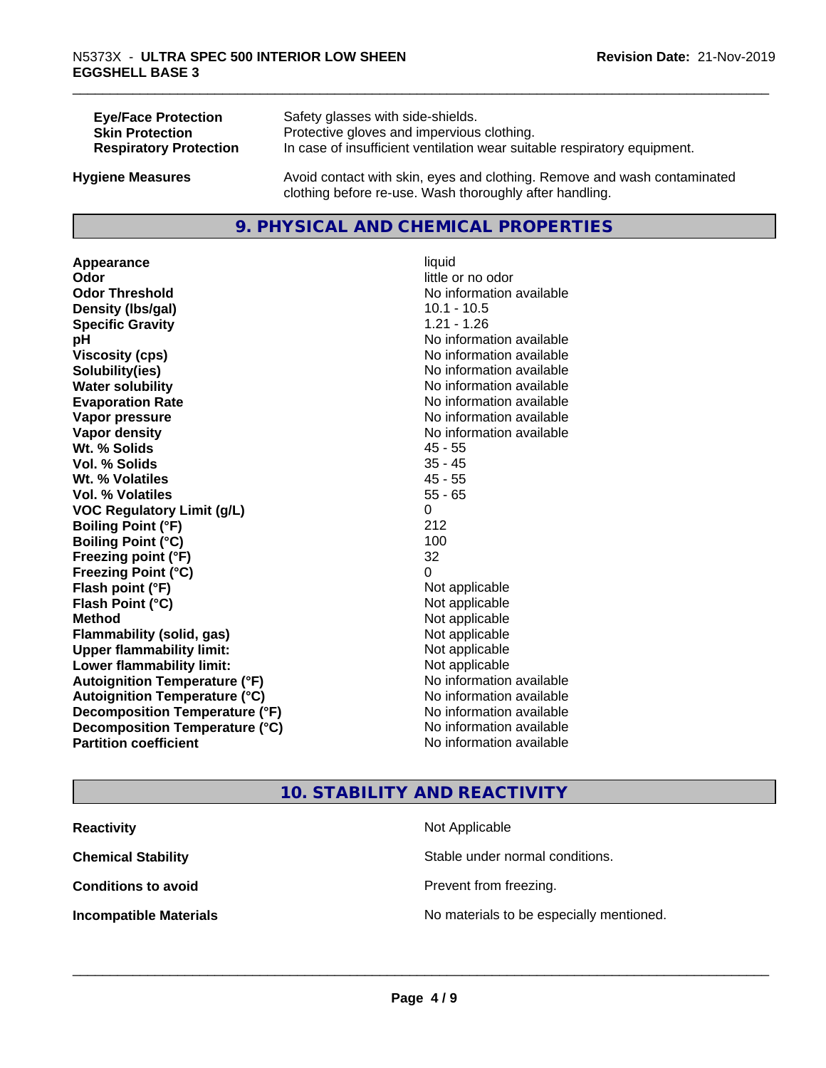| | |
|---|---|
| **Eye/Face Protection** | Safety glasses with side-shields. |
| **Skin Protection** | Protective gloves and impervious clothing. |
| **Respiratory Protection** | In case of insufficient ventilation wear suitable respiratory equipment. |

**Hygiene Measures** Avoid contact with skin, eyes and clothing. Remove and wash contaminated clothing before re-use. Wash thoroughly after handling.

## 9. PHYSICAL AND CHEMICAL PROPERTIES

| | |
|---|---|
| **Appearance** | liquid |
| **Odor** | little or no odor |
| **Odor Threshold** | No information available |
| **Density (lbs/gal)** | 10.1 - 10.5 |
| **Specific Gravity** | 1.21 - 1.26 |
| **pH** | No information available |
| **Viscosity (cps)** | No information available |
| **Solubility(ies)** | No information available |
| **Water solubility** | No information available |
| **Evaporation Rate** | No information available |
| **Vapor pressure** | No information available |
| **Vapor density** | No information available |
| **Wt. % Solids** | 45 - 55 |
| **Vol. % Solids** | 35 - 45 |
| **Wt. % Volatiles** | 45 - 55 |
| **Vol. % Volatiles** | 55 - 65 |
| **VOC Regulatory Limit (g/L)** | 0 |
| **Boiling Point (°F)** | 212 |
| **Boiling Point (°C)** | 100 |
| **Freezing point (°F)** | 32 |
| **Freezing Point (°C)** | 0 |
| **Flash point (°F)** | Not applicable |
| **Flash Point (°C)** | Not applicable |
| **Method** | Not applicable |
| **Flammability (solid, gas)** | Not applicable |
| **Upper flammability limit:** | Not applicable |
| **Lower flammability limit:** | Not applicable |
| **Autoignition Temperature (°F)** | No information available |
| **Autoignition Temperature (°C)** | No information available |
| **Decomposition Temperature (°F)** | No information available |
| **Decomposition Temperature (°C)** | No information available |
| **Partition coefficient** | No information available |

## 10. STABILITY AND REACTIVITY

| | |
|---|---|
| **Reactivity** | Not Applicable |
| **Chemical Stability** | Stable under normal conditions. |
| **Conditions to avoid** | Prevent from freezing. |
| **Incompatible Materials** | No materials to be especially mentioned. |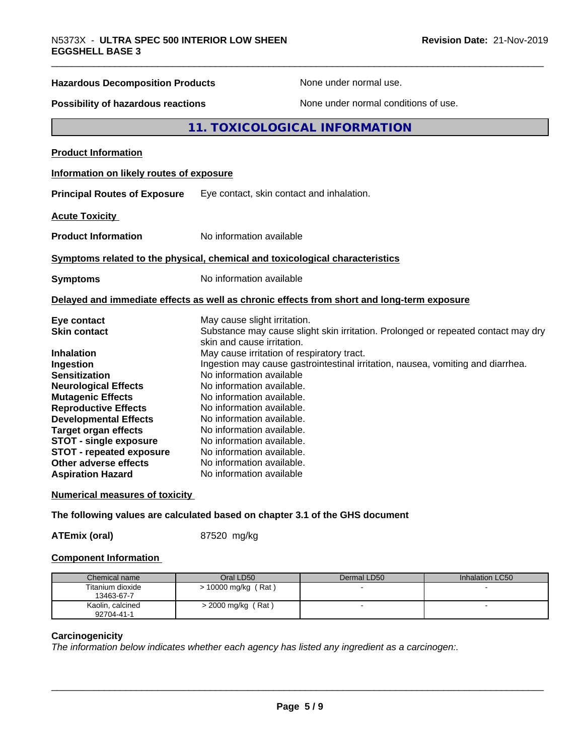**Hazardous Decomposition Products** None under normal use.

**Possibility of hazardous reactions** None under normal conditions of use.

## 11. TOXICOLOGICAL INFORMATION

**Product Information**

**Information on likely routes of exposure**

**Principal Routes of Exposure** Eye contact, skin contact and inhalation.

**Acute Toxicity**

**Product Information** No information available

**Symptoms related to the physical, chemical and toxicological characteristics**

**Symptoms** No information available

**Delayed and immediate effects as well as chronic effects from short and long-term exposure**

**Eye contact** May cause slight irritation.
**Skin contact** Substance may cause slight skin irritation. Prolonged or repeated contact may dry skin and cause irritation.
**Inhalation** May cause irritation of respiratory tract.
**Ingestion** Ingestion may cause gastrointestinal irritation, nausea, vomiting and diarrhea.
**Sensitization** No information available
**Neurological Effects** No information available.
**Mutagenic Effects** No information available.
**Reproductive Effects** No information available.
**Developmental Effects** No information available.
**Target organ effects** No information available.
**STOT - single exposure** No information available.
**STOT - repeated exposure** No information available.
**Other adverse effects** No information available.
**Aspiration Hazard** No information available

**Numerical measures of toxicity**

**The following values are calculated based on chapter 3.1 of the GHS document**

**ATEmix (oral)** 87520 mg/kg

**Component Information**

| Chemical name | Oral LD50 | Dermal LD50 | Inhalation LC50 |
|---|---|---|---|
| Titanium dioxide 13463-67-7 | > 10000 mg/kg ( Rat ) | - | - |
| Kaolin, calcined 92704-41-1 | > 2000 mg/kg ( Rat ) | - | - |

**Carcinogenicity**

*The information below indicates whether each agency has listed any ingredient as a carcinogen:.*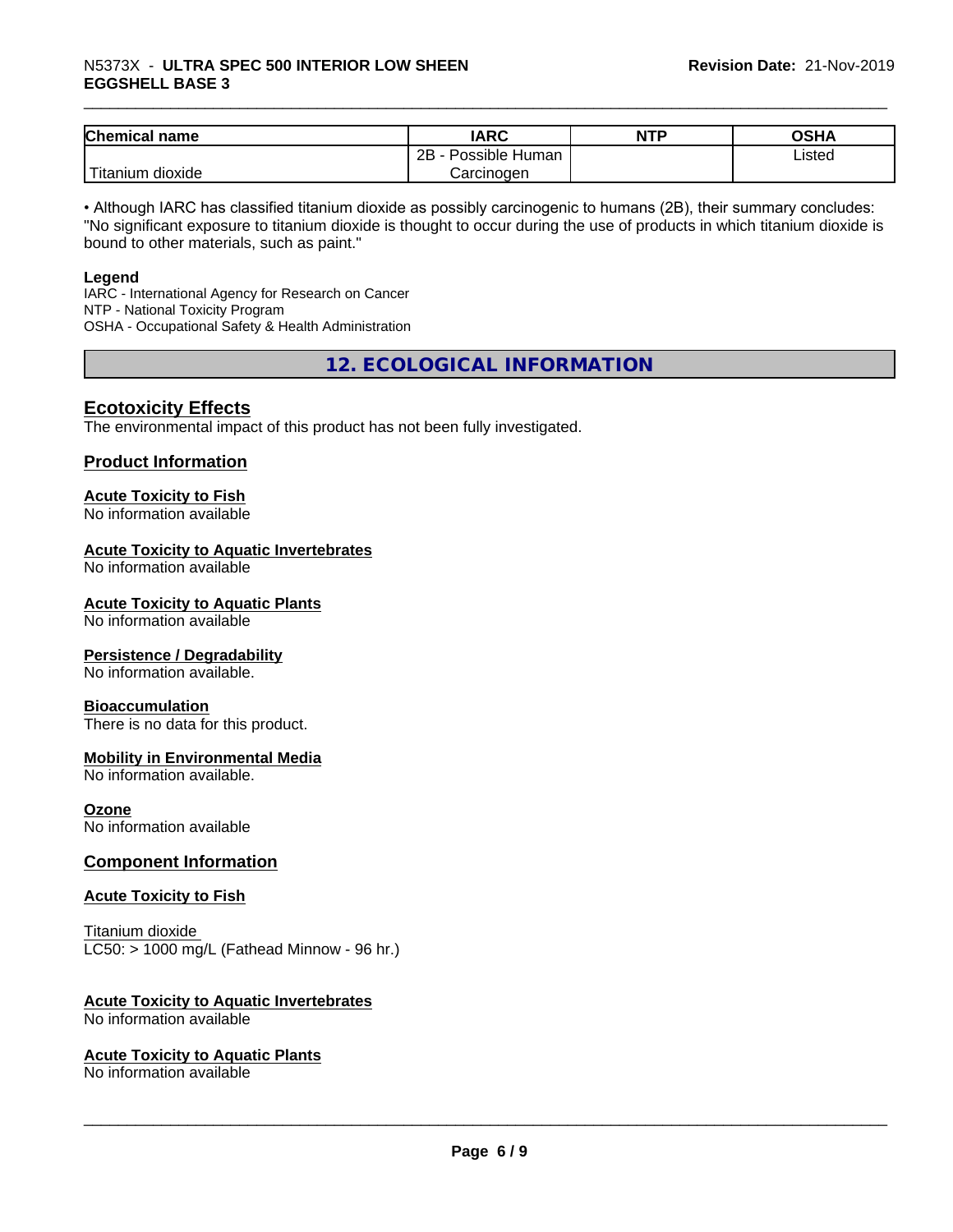| Chemical name | IARC | NTP | OSHA |
| --- | --- | --- | --- |
| Titanium dioxide | 2B - Possible Human Carcinogen | | Listed |

• Although IARC has classified titanium dioxide as possibly carcinogenic to humans (2B), their summary concludes: "No significant exposure to titanium dioxide is thought to occur during the use of products in which titanium dioxide is bound to other materials, such as paint."

**Legend**

IARC - International Agency for Research on Cancer
NTP - National Toxicity Program
OSHA - Occupational Safety & Health Administration

## 12. ECOLOGICAL INFORMATION

### Ecotoxicity Effects

The environmental impact of this product has not been fully investigated.

### Product Information

**Acute Toxicity to Fish**

No information available

**Acute Toxicity to Aquatic Invertebrates**

No information available

**Acute Toxicity to Aquatic Plants**

No information available

**Persistence / Degradability**

No information available.

**Bioaccumulation**

There is no data for this product.

**Mobility in Environmental Media**

No information available.

**Ozone**

No information available

### Component Information

**Acute Toxicity to Fish**

Titanium dioxide
LC50: > 1000 mg/L (Fathead Minnow - 96 hr.)

**Acute Toxicity to Aquatic Invertebrates**

No information available

**Acute Toxicity to Aquatic Plants**

No information available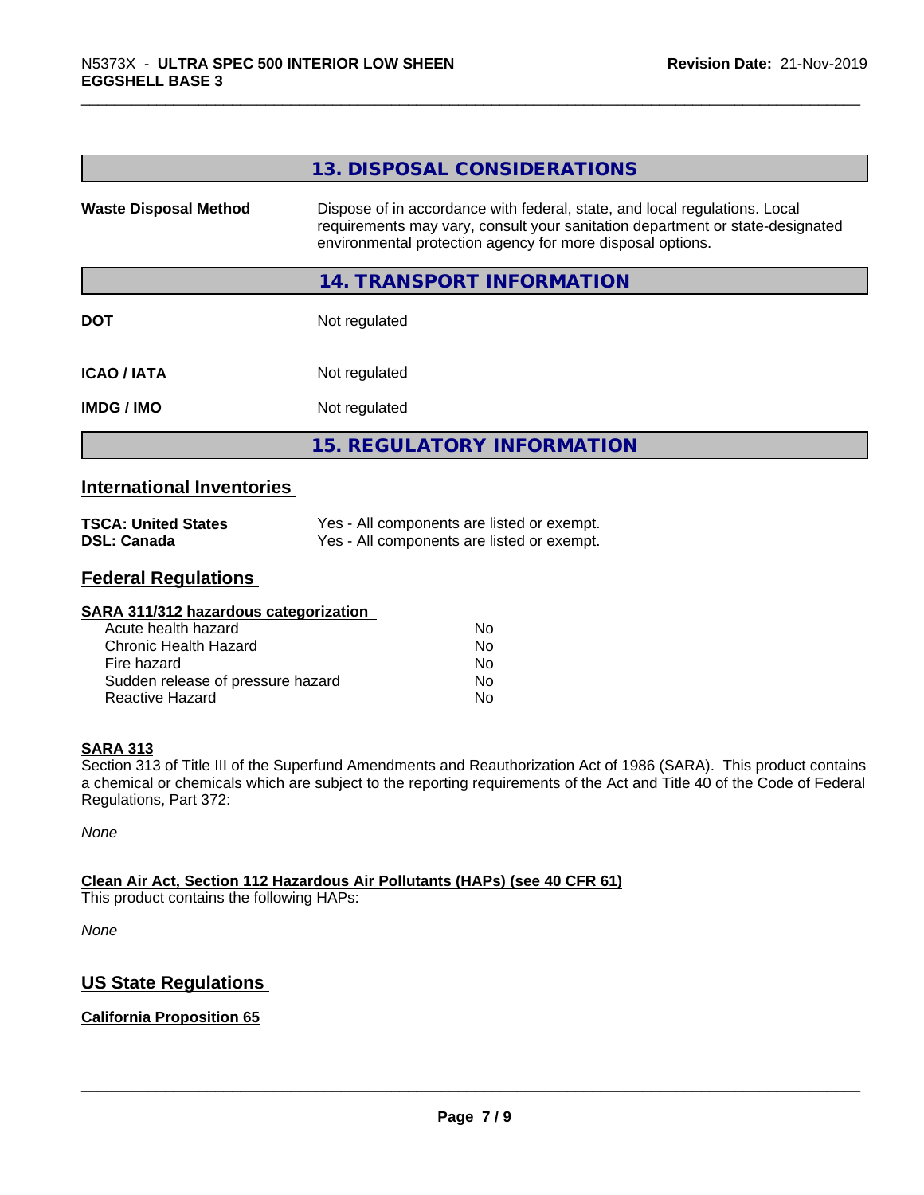## 13. DISPOSAL CONSIDERATIONS

| | |
|---|---|
| **Waste Disposal Method** | Dispose of in accordance with federal, state, and local regulations. Local requirements may vary, consult your sanitation department or state-designated environmental protection agency for more disposal options. |

## 14. TRANSPORT INFORMATION

| | |
|---|---|
| **DOT** | Not regulated |
| **ICAO / IATA** | Not regulated |
| **IMDG / IMO** | Not regulated |

## 15. REGULATORY INFORMATION

### International Inventories

| | |
|---|---|
| **TSCA: United States** | Yes - All components are listed or exempt. |
| **DSL: Canada** | Yes - All components are listed or exempt. |

### Federal Regulations

**SARA 311/312 hazardous categorization**

| | |
|---|---|
| Acute health hazard | No |
| Chronic Health Hazard | No |
| Fire hazard | No |
| Sudden release of pressure hazard | No |
| Reactive Hazard | No |

**SARA 313**

Section 313 of Title III of the Superfund Amendments and Reauthorization Act of 1986 (SARA). This product contains a chemical or chemicals which are subject to the reporting requirements of the Act and Title 40 of the Code of Federal Regulations, Part 372:

*None*

**Clean Air Act, Section 112 Hazardous Air Pollutants (HAPs) (see 40 CFR 61)**

This product contains the following HAPs:

*None*

### US State Regulations

**California Proposition 65**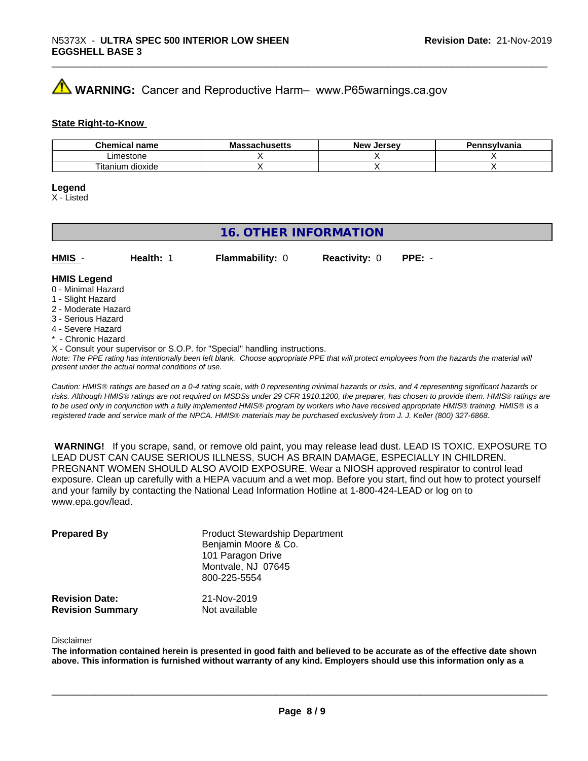**⚠ WARNING:** Cancer and Reproductive Harm– www.P65warnings.ca.gov

**State Right-to-Know**

| Chemical name | Massachusetts | New Jersey | Pennsylvania |
| --- | --- | --- | --- |
| Limestone | X | X | X |
| Titanium dioxide | X | X | X |

**Legend**
X - Listed

## 16. OTHER INFORMATION

**HMIS** - **Health:** 1 **Flammability:** 0 **Reactivity:** 0 **PPE:** -

**HMIS Legend**
0 - Minimal Hazard
1 - Slight Hazard
2 - Moderate Hazard
3 - Serious Hazard
4 - Severe Hazard
* - Chronic Hazard
X - Consult your supervisor or S.O.P. for "Special" handling instructions.
*Note: The PPE rating has intentionally been left blank. Choose appropriate PPE that will protect employees from the hazards the material will present under the actual normal conditions of use.*

*Caution: HMIS® ratings are based on a 0-4 rating scale, with 0 representing minimal hazards or risks, and 4 representing significant hazards or risks. Although HMIS® ratings are not required on MSDSs under 29 CFR 1910.1200, the preparer, has chosen to provide them. HMIS® ratings are to be used only in conjunction with a fully implemented HMIS® program by workers who have received appropriate HMIS® training. HMIS® is a registered trade and service mark of the NPCA. HMIS® materials may be purchased exclusively from J. J. Keller (800) 327-6868.*

**WARNING!** If you scrape, sand, or remove old paint, you may release lead dust. LEAD IS TOXIC. EXPOSURE TO LEAD DUST CAN CAUSE SERIOUS ILLNESS, SUCH AS BRAIN DAMAGE, ESPECIALLY IN CHILDREN. PREGNANT WOMEN SHOULD ALSO AVOID EXPOSURE. Wear a NIOSH approved respirator to control lead exposure. Clean up carefully with a HEPA vacuum and a wet mop. Before you start, find out how to protect yourself and your family by contacting the National Lead Information Hotline at 1-800-424-LEAD or log on to www.epa.gov/lead.

**Prepared By**
Product Stewardship Department
Benjamin Moore & Co.
101 Paragon Drive
Montvale, NJ 07645
800-225-5554

**Revision Date:** 21-Nov-2019
**Revision Summary** Not available

Disclaimer
**The information contained herein is presented in good faith and believed to be accurate as of the effective date shown above. This information is furnished without warranty of any kind. Employers should use this information only as a**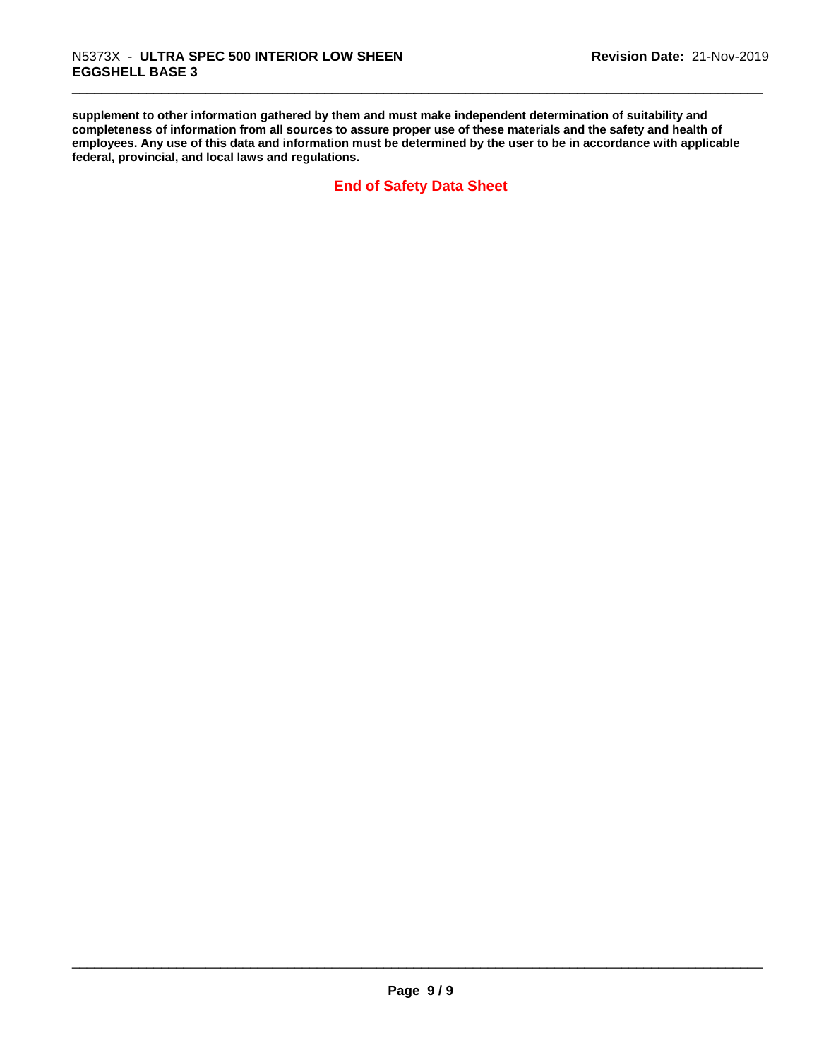**supplement to other information gathered by them and must make independent determination of suitability and completeness of information from all sources to assure proper use of these materials and the safety and health of employees. Any use of this data and information must be determined by the user to be in accordance with applicable federal, provincial, and local laws and regulations.**

**End of Safety Data Sheet**